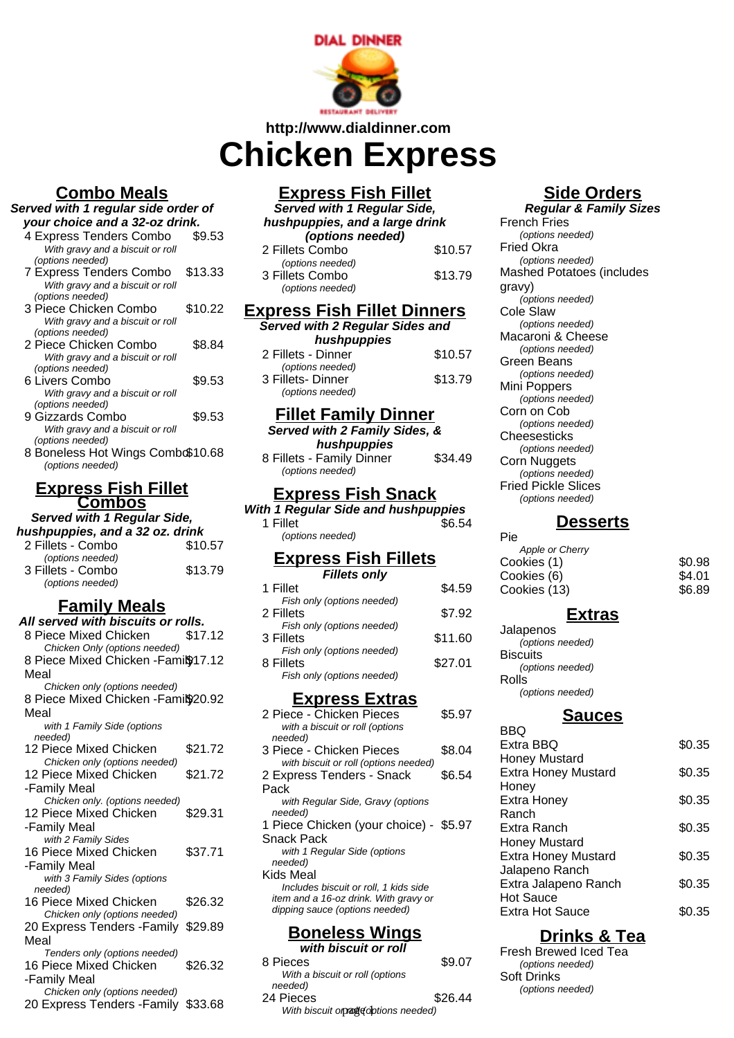http://www.dialdinner.com

# Chicken Express

## Combo Meals

***Served with 1 regular side order of your choice and a 32-oz drink.***

| Item | Price |
|---|---|
| 4 Express Tenders Combo<br>*With gravy and a biscuit or roll (options needed)* | $9.53 |
| 7 Express Tenders Combo<br>*With gravy and a biscuit or roll (options needed)* | $13.33 |
| 3 Piece Chicken Combo<br>*With gravy and a biscuit or roll (options needed)* | $10.22 |
| 2 Piece Chicken Combo<br>*With gravy and a biscuit or roll (options needed)* | $8.84 |
| 6 Livers Combo<br>*With gravy and a biscuit or roll (options needed)* | $9.53 |
| 9 Gizzards Combo<br>*With gravy and a biscuit or roll (options needed)* | $9.53 |
| 8 Boneless Hot Wings Combo<br>*(options needed)* | $10.68 |

## Express Fish Fillet Combos

***Served with 1 Regular Side, hushpuppies, and a 32 oz. drink***

| Item | Price |
|---|---|
| 2 Fillets - Combo<br>*(options needed)* | $10.57 |
| 3 Fillets - Combo<br>*(options needed)* | $13.79 |

## Family Meals

***All served with biscuits or rolls.***

| Item | Price |
|---|---|
| 8 Piece Mixed Chicken<br>*Chicken Only (options needed)* | $17.12 |
| 8 Piece Mixed Chicken -Family Meal<br>*Chicken only (options needed)* | $17.12 |
| 8 Piece Mixed Chicken -Family Meal<br>*with 1 Family Side (options needed)* | $20.92 |
| 12 Piece Mixed Chicken<br>*Chicken only (options needed)* | $21.72 |
| 12 Piece Mixed Chicken -Family Meal<br>*Chicken only. (options needed)* | $21.72 |
| 12 Piece Mixed Chicken -Family Meal<br>*with 2 Family Sides* | $29.31 |
| 16 Piece Mixed Chicken -Family Meal<br>*with 3 Family Sides (options needed)* | $37.71 |
| 16 Piece Mixed Chicken<br>*Chicken only (options needed)* | $26.32 |
| 20 Express Tenders -Family Meal<br>*Tenders only (options needed)* | $29.89 |
| 16 Piece Mixed Chicken -Family Meal<br>*Chicken only (options needed)* | $26.32 |
| 20 Express Tenders -Family | $33.68 |

## Express Fish Fillet

***Served with 1 Regular Side, hushpuppies, and a large drink (options needed)***

| Item | Price |
|---|---|
| 2 Fillets Combo<br>*(options needed)* | $10.57 |
| 3 Fillets Combo<br>*(options needed)* | $13.79 |

## Express Fish Fillet Dinners

***Served with 2 Regular Sides and hushpuppies***

| Item | Price |
|---|---|
| 2 Fillets - Dinner<br>*(options needed)* | $10.57 |
| 3 Fillets- Dinner<br>*(options needed)* | $13.79 |

## Fillet Family Dinner

***Served with 2 Family Sides, & hushpuppies***

| Item | Price |
|---|---|
| 8 Fillets - Family Dinner<br>*(options needed)* | $34.49 |

## Express Fish Snack

***With 1 Regular Side and hushpuppies***

| Item | Price |
|---|---|
| 1 Fillet<br>*(options needed)* | $6.54 |

## Express Fish Fillets

***Fillets only***

| Item | Price |
|---|---|
| 1 Fillet<br>*Fish only (options needed)* | $4.59 |
| 2 Fillets<br>*Fish only (options needed)* | $7.92 |
| 3 Fillets<br>*Fish only (options needed)* | $11.60 |
| 8 Fillets<br>*Fish only (options needed)* | $27.01 |

## Express Extras

| Item | Price |
|---|---|
| 2 Piece - Chicken Pieces<br>*with a biscuit or roll (options needed)* | $5.97 |
| 3 Piece - Chicken Pieces<br>*with biscuit or roll (options needed)* | $8.04 |
| 2 Express Tenders - Snack Pack<br>*with Regular Side, Gravy (options needed)* | $6.54 |
| 1 Piece Chicken (your choice) - Snack Pack<br>*with 1 Regular Side (options needed)* | $5.97 |
| Kids Meal<br>*Includes biscuit or roll, 1 kids side item and a 16-oz drink. With gravy or dipping sauce (options needed)* | |

## Boneless Wings

***with biscuit or roll***

| Item | Price |
|---|---|
| 8 Pieces<br>*With a biscuit or roll (options needed)* | $9.07 |
| 24 Pieces<br>*With biscuit or roll (options needed)* | $26.44 |

## Side Orders

***Regular & Family Sizes***

- French Fries
  *(options needed)*
- Fried Okra
  *(options needed)*
- Mashed Potatoes (includes gravy)
  *(options needed)*
- Cole Slaw
  *(options needed)*
- Macaroni & Cheese
  *(options needed)*
- Green Beans
  *(options needed)*
- Mini Poppers
  *(options needed)*
- Corn on Cob
  *(options needed)*
- Cheesesticks
  *(options needed)*
- Corn Nuggets
  *(options needed)*
- Fried Pickle Slices
  *(options needed)*

## Desserts

| Item | Price |
|---|---|
| Pie<br>*Apple or Cherry* | |
| Cookies (1) | $0.98 |
| Cookies (6) | $4.01 |
| Cookies (13) | $6.89 |

## Extras

- Jalapenos
  *(options needed)*
- Biscuits
  *(options needed)*
- Rolls
  *(options needed)*

## Sauces

| Item | Price |
|---|---|
| BBQ | |
| Extra BBQ | $0.35 |
| Honey Mustard | |
| Extra Honey Mustard | $0.35 |
| Honey | |
| Extra Honey | $0.35 |
| Ranch | |
| Extra Ranch | $0.35 |
| Honey Mustard | |
| Extra Honey Mustard | $0.35 |
| Jalapeno Ranch | |
| Extra Jalapeno Ranch | $0.35 |
| Hot Sauce | |
| Extra Hot Sauce | $0.35 |

## Drinks & Tea

- Fresh Brewed Iced Tea
  *(options needed)*
- Soft Drinks
  *(options needed)*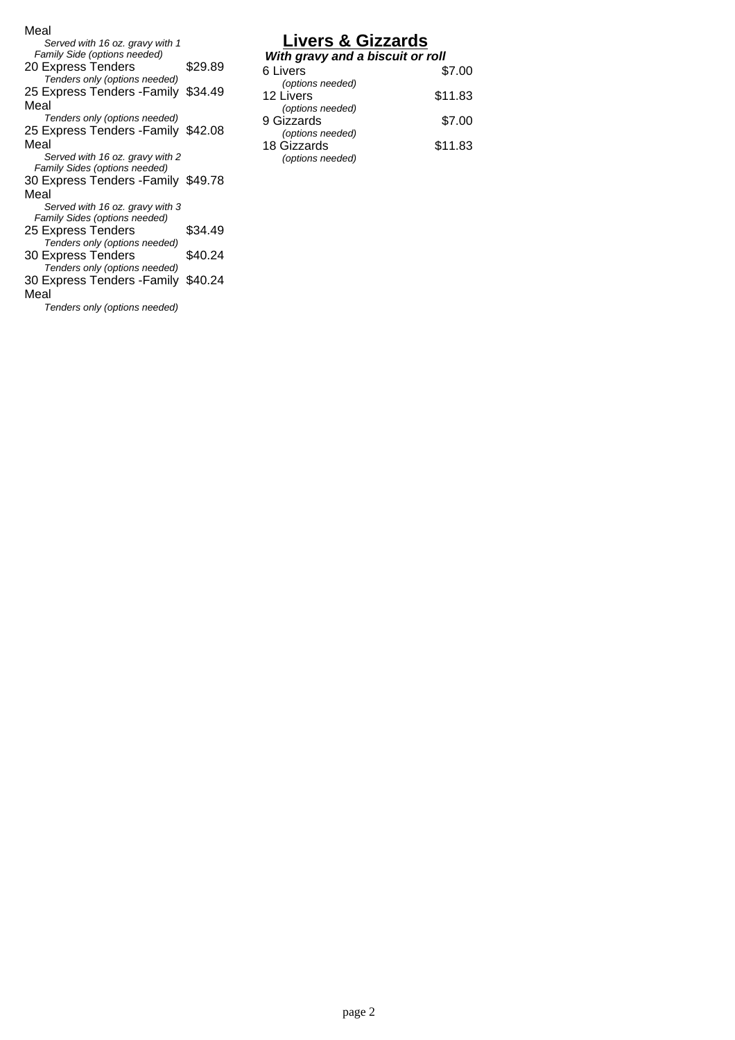Meal

*Served with 16 oz. gravy with 1 Family Side (options needed)*

20 Express Tenders $29.89

*Tenders only (options needed)*

25 Express Tenders -Family Meal $34.49

*Tenders only (options needed)*

25 Express Tenders -Family Meal $42.08

*Served with 16 oz. gravy with 2 Family Sides (options needed)*

30 Express Tenders -Family Meal $49.78

*Served with 16 oz. gravy with 3 Family Sides (options needed)*

25 Express Tenders $34.49

*Tenders only (options needed)*

30 Express Tenders $40.24

*Tenders only (options needed)*

30 Express Tenders -Family Meal $40.24

*Tenders only (options needed)*

## Livers & Gizzards

***With gravy and a biscuit or roll***

6 Livers $7.00

*(options needed)*

12 Livers $11.83

*(options needed)*

9 Gizzards $7.00

*(options needed)*

18 Gizzards $11.83

*(options needed)*